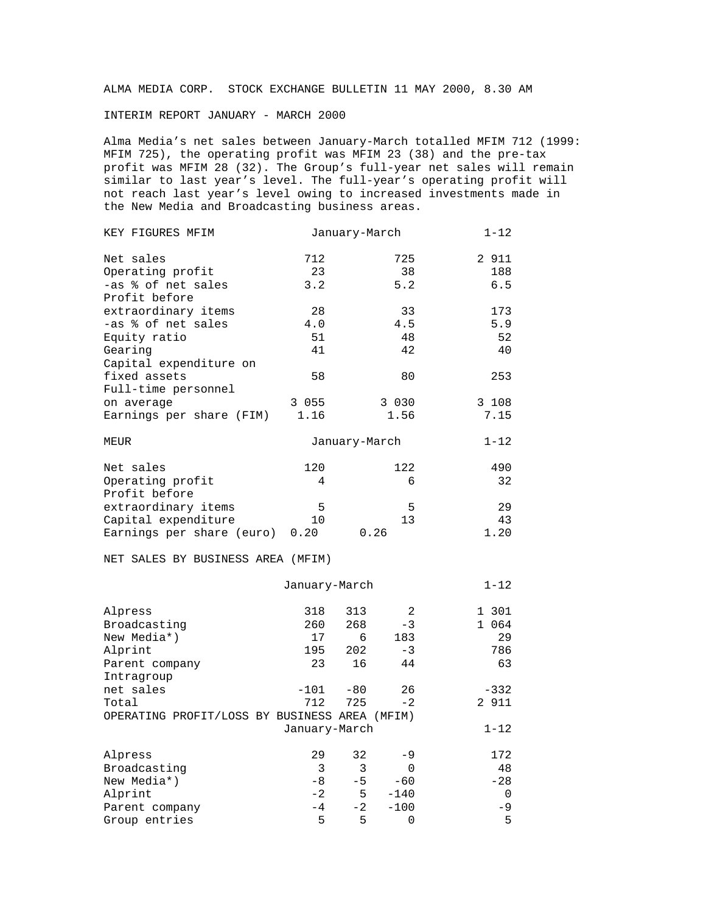ALMA MEDIA CORP. STOCK EXCHANGE BULLETIN 11 MAY 2000, 8.30 AM

# INTERIM REPORT JANUARY - MARCH 2000

Alma Media's net sales between January-March totalled MFIM 712 (1999: MFIM 725), the operating profit was MFIM 23 (38) and the pre-tax profit was MFIM 28 (32). The Group's full-year net sales will remain similar to last year's level. The full-year's operating profit will not reach last year's level owing to increased investments made in the New Media and Broadcasting business areas.

| KEY FIGURES MFIM | January-March | | 1-12 |
|---|---|---|---|
| Net sales | 712 | 725 | 2 911 |
| Operating profit | 23 | 38 | 188 |
| -as % of net sales | 3.2 | 5.2 | 6.5 |
| Profit before extraordinary items | 28 | 33 | 173 |
| -as % of net sales | 4.0 | 4.5 | 5.9 |
| Equity ratio | 51 | 48 | 52 |
| Gearing | 41 | 42 | 40 |
| Capital expenditure on fixed assets | 58 | 80 | 253 |
| Full-time personnel on average | 3 055 | 3 030 | 3 108 |
| Earnings per share (FIM) | 1.16 | 1.56 | 7.15 |

| MEUR | January-March | | 1-12 |
|---|---|---|---|
| Net sales | 120 | 122 | 490 |
| Operating profit | 4 | 6 | 32 |
| Profit before extraordinary items | 5 | 5 | 29 |
| Capital expenditure | 10 | 13 | 43 |
| Earnings per share (euro) | 0.20 | 0.26 | 1.20 |

NET SALES BY BUSINESS AREA (MFIM)

| | January-March | | | 1-12 |
|---|---|---|---|---|
| Alpress | 318 | 313 | 2 | 1 301 |
| Broadcasting | 260 | 268 | -3 | 1 064 |
| New Media*) | 17 | 6 | 183 | 29 |
| Alprint | 195 | 202 | -3 | 786 |
| Parent company | 23 | 16 | 44 | 63 |
| Intragroup net sales | -101 | -80 | 26 | -332 |
| Total | 712 | 725 | -2 | 2 911 |

OPERATING PROFIT/LOSS BY BUSINESS AREA (MFIM)

| | January-March | | | 1-12 |
|---|---|---|---|---|
| Alpress | 29 | 32 | -9 | 172 |
| Broadcasting | 3 | 3 | 0 | 48 |
| New Media*) | -8 | -5 | -60 | -28 |
| Alprint | -2 | 5 | -140 | 0 |
| Parent company | -4 | -2 | -100 | -9 |
| Group entries | 5 | 5 | 0 | 5 |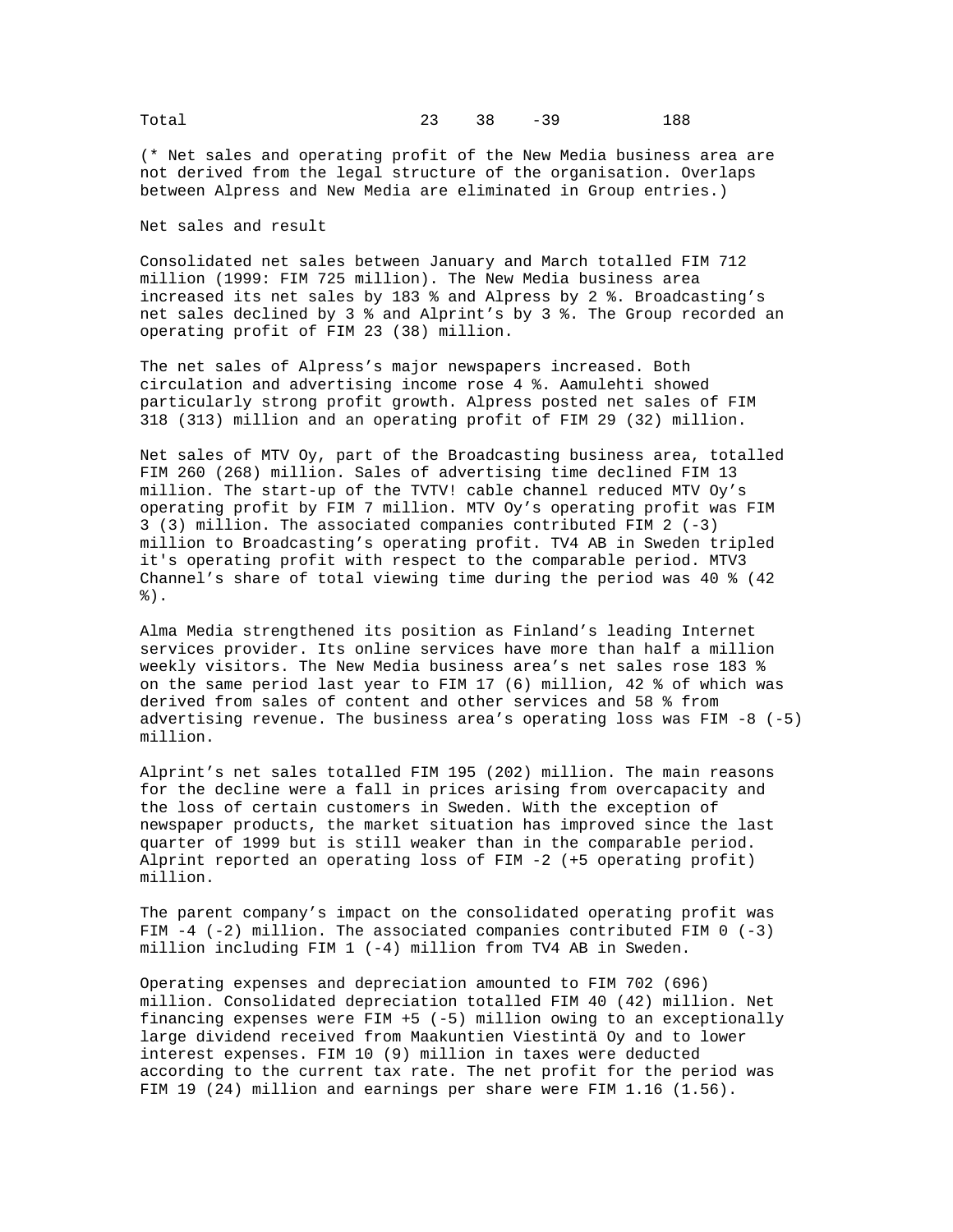| Total | 23 | 38 | -39 | 188 |
|---|---|---|---|---|

(* Net sales and operating profit of the New Media business area are not derived from the legal structure of the organisation. Overlaps between Alpress and New Media are eliminated in Group entries.)

Net sales and result

Consolidated net sales between January and March totalled FIM 712 million (1999: FIM 725 million). The New Media business area increased its net sales by 183 % and Alpress by 2 %. Broadcasting's net sales declined by 3 % and Alprint's by 3 %. The Group recorded an operating profit of FIM 23 (38) million.

The net sales of Alpress's major newspapers increased. Both circulation and advertising income rose 4 %. Aamulehti showed particularly strong profit growth. Alpress posted net sales of FIM 318 (313) million and an operating profit of FIM 29 (32) million.

Net sales of MTV Oy, part of the Broadcasting business area, totalled FIM 260 (268) million. Sales of advertising time declined FIM 13 million. The start-up of the TVTV! cable channel reduced MTV Oy's operating profit by FIM 7 million. MTV Oy's operating profit was FIM 3 (3) million. The associated companies contributed FIM 2 (-3) million to Broadcasting's operating profit. TV4 AB in Sweden tripled it's operating profit with respect to the comparable period. MTV3 Channel's share of total viewing time during the period was 40 % (42 %).

Alma Media strengthened its position as Finland's leading Internet services provider. Its online services have more than half a million weekly visitors. The New Media business area's net sales rose 183 % on the same period last year to FIM 17 (6) million, 42 % of which was derived from sales of content and other services and 58 % from advertising revenue. The business area's operating loss was FIM -8 (-5) million.

Alprint's net sales totalled FIM 195 (202) million. The main reasons for the decline were a fall in prices arising from overcapacity and the loss of certain customers in Sweden. With the exception of newspaper products, the market situation has improved since the last quarter of 1999 but is still weaker than in the comparable period. Alprint reported an operating loss of FIM -2 (+5 operating profit) million.

The parent company's impact on the consolidated operating profit was FIM -4 (-2) million. The associated companies contributed FIM 0 (-3) million including FIM 1 (-4) million from TV4 AB in Sweden.

Operating expenses and depreciation amounted to FIM 702 (696) million. Consolidated depreciation totalled FIM 40 (42) million. Net financing expenses were FIM +5 (-5) million owing to an exceptionally large dividend received from Maakuntien Viestintä Oy and to lower interest expenses. FIM 10 (9) million in taxes were deducted according to the current tax rate. The net profit for the period was FIM 19 (24) million and earnings per share were FIM 1.16 (1.56).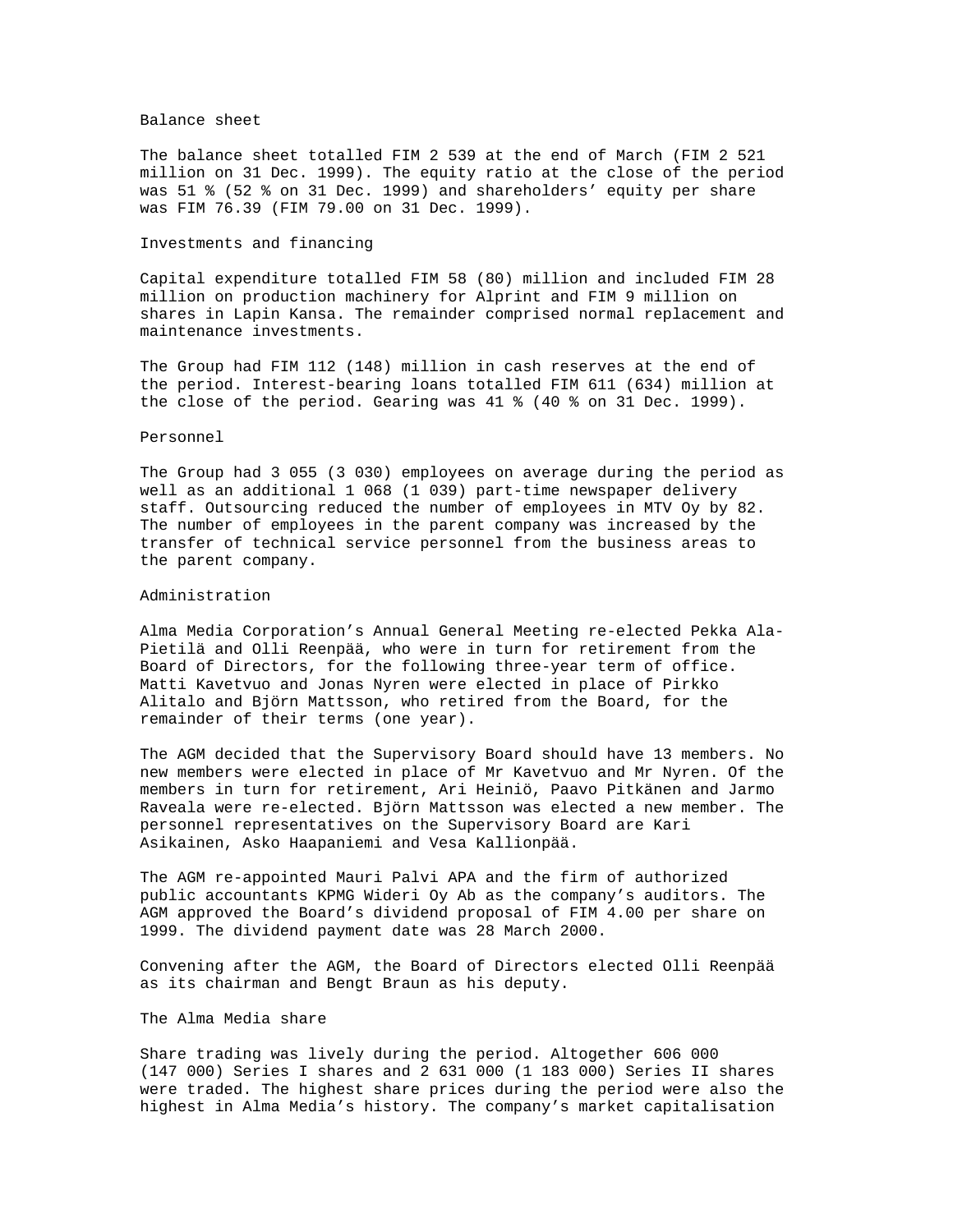## Balance sheet

The balance sheet totalled FIM 2 539 at the end of March (FIM 2 521 million on 31 Dec. 1999). The equity ratio at the close of the period was 51 % (52 % on 31 Dec. 1999) and shareholders' equity per share was FIM 76.39 (FIM 79.00 on 31 Dec. 1999).

## Investments and financing

Capital expenditure totalled FIM 58 (80) million and included FIM 28 million on production machinery for Alprint and FIM 9 million on shares in Lapin Kansa. The remainder comprised normal replacement and maintenance investments.

The Group had FIM 112 (148) million in cash reserves at the end of the period. Interest-bearing loans totalled FIM 611 (634) million at the close of the period. Gearing was 41 % (40 % on 31 Dec. 1999).

## Personnel

The Group had 3 055 (3 030) employees on average during the period as well as an additional 1 068 (1 039) part-time newspaper delivery staff. Outsourcing reduced the number of employees in MTV Oy by 82. The number of employees in the parent company was increased by the transfer of technical service personnel from the business areas to the parent company.

## Administration

Alma Media Corporation's Annual General Meeting re-elected Pekka Ala-Pietilä and Olli Reenpää, who were in turn for retirement from the Board of Directors, for the following three-year term of office. Matti Kavetvuo and Jonas Nyren were elected in place of Pirkko Alitalo and Björn Mattsson, who retired from the Board, for the remainder of their terms (one year).

The AGM decided that the Supervisory Board should have 13 members. No new members were elected in place of Mr Kavetvuo and Mr Nyren. Of the members in turn for retirement, Ari Heiniö, Paavo Pitkänen and Jarmo Raveala were re-elected. Björn Mattsson was elected a new member. The personnel representatives on the Supervisory Board are Kari Asikainen, Asko Haapaniemi and Vesa Kallionpää.

The AGM re-appointed Mauri Palvi APA and the firm of authorized public accountants KPMG Wideri Oy Ab as the company's auditors. The AGM approved the Board's dividend proposal of FIM 4.00 per share on 1999. The dividend payment date was 28 March 2000.

Convening after the AGM, the Board of Directors elected Olli Reenpää as its chairman and Bengt Braun as his deputy.

## The Alma Media share

Share trading was lively during the period. Altogether 606 000 (147 000) Series I shares and 2 631 000 (1 183 000) Series II shares were traded. The highest share prices during the period were also the highest in Alma Media's history. The company's market capitalisation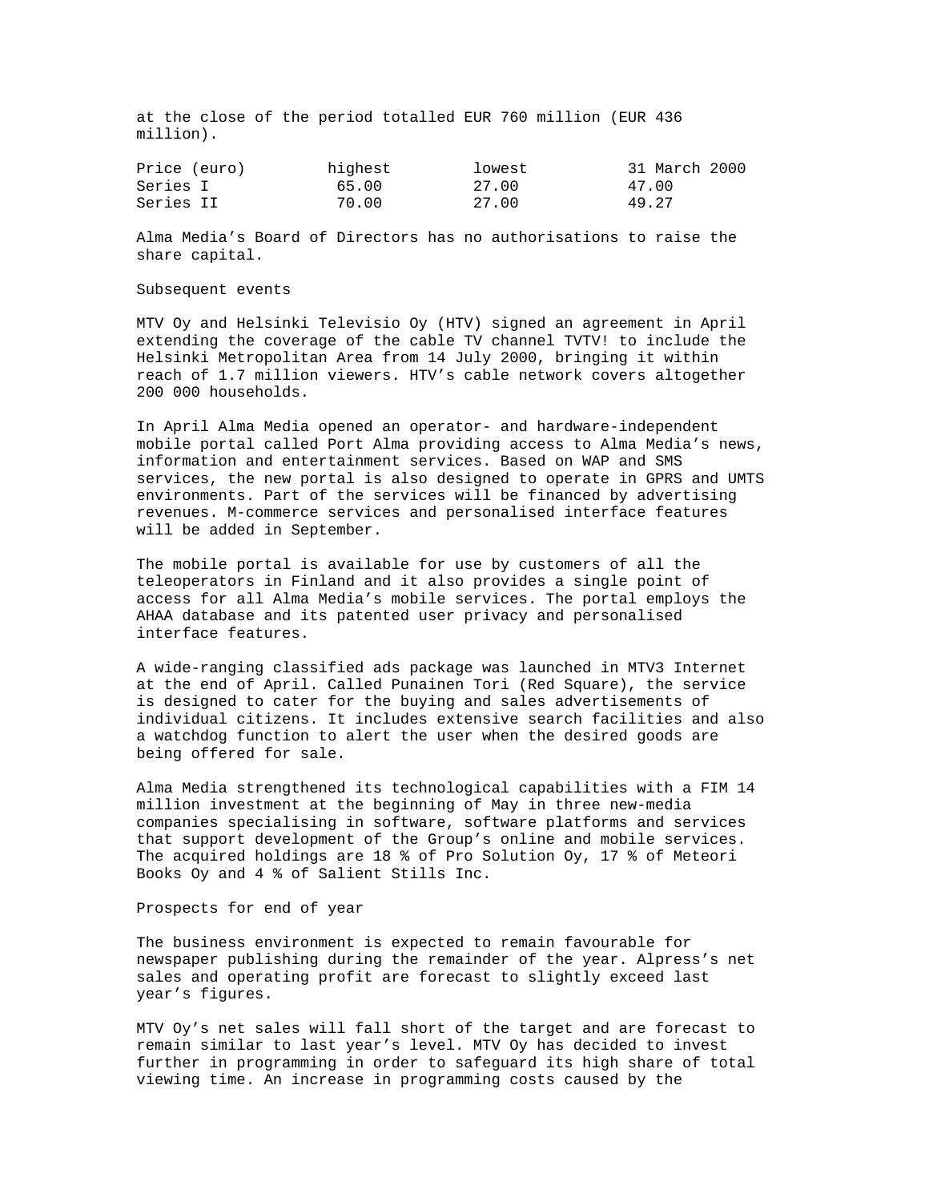at the close of the period totalled EUR 760 million (EUR 436 million).

| Price (euro) | highest | lowest | 31 March 2000 |
| --- | --- | --- | --- |
| Series I | 65.00 | 27.00 | 47.00 |
| Series II | 70.00 | 27.00 | 49.27 |

Alma Media's Board of Directors has no authorisations to raise the share capital.

## Subsequent events

MTV Oy and Helsinki Televisio Oy (HTV) signed an agreement in April extending the coverage of the cable TV channel TVTV! to include the Helsinki Metropolitan Area from 14 July 2000, bringing it within reach of 1.7 million viewers. HTV's cable network covers altogether 200 000 households.

In April Alma Media opened an operator- and hardware-independent mobile portal called Port Alma providing access to Alma Media's news, information and entertainment services. Based on WAP and SMS services, the new portal is also designed to operate in GPRS and UMTS environments. Part of the services will be financed by advertising revenues. M-commerce services and personalised interface features will be added in September.

The mobile portal is available for use by customers of all the teleoperators in Finland and it also provides a single point of access for all Alma Media's mobile services. The portal employs the AHAA database and its patented user privacy and personalised interface features.

A wide-ranging classified ads package was launched in MTV3 Internet at the end of April. Called Punainen Tori (Red Square), the service is designed to cater for the buying and sales advertisements of individual citizens. It includes extensive search facilities and also a watchdog function to alert the user when the desired goods are being offered for sale.

Alma Media strengthened its technological capabilities with a FIM 14 million investment at the beginning of May in three new-media companies specialising in software, software platforms and services that support development of the Group's online and mobile services. The acquired holdings are 18 % of Pro Solution Oy, 17 % of Meteori Books Oy and 4 % of Salient Stills Inc.

## Prospects for end of year

The business environment is expected to remain favourable for newspaper publishing during the remainder of the year. Alpress's net sales and operating profit are forecast to slightly exceed last year's figures.

MTV Oy's net sales will fall short of the target and are forecast to remain similar to last year's level. MTV Oy has decided to invest further in programming in order to safeguard its high share of total viewing time. An increase in programming costs caused by the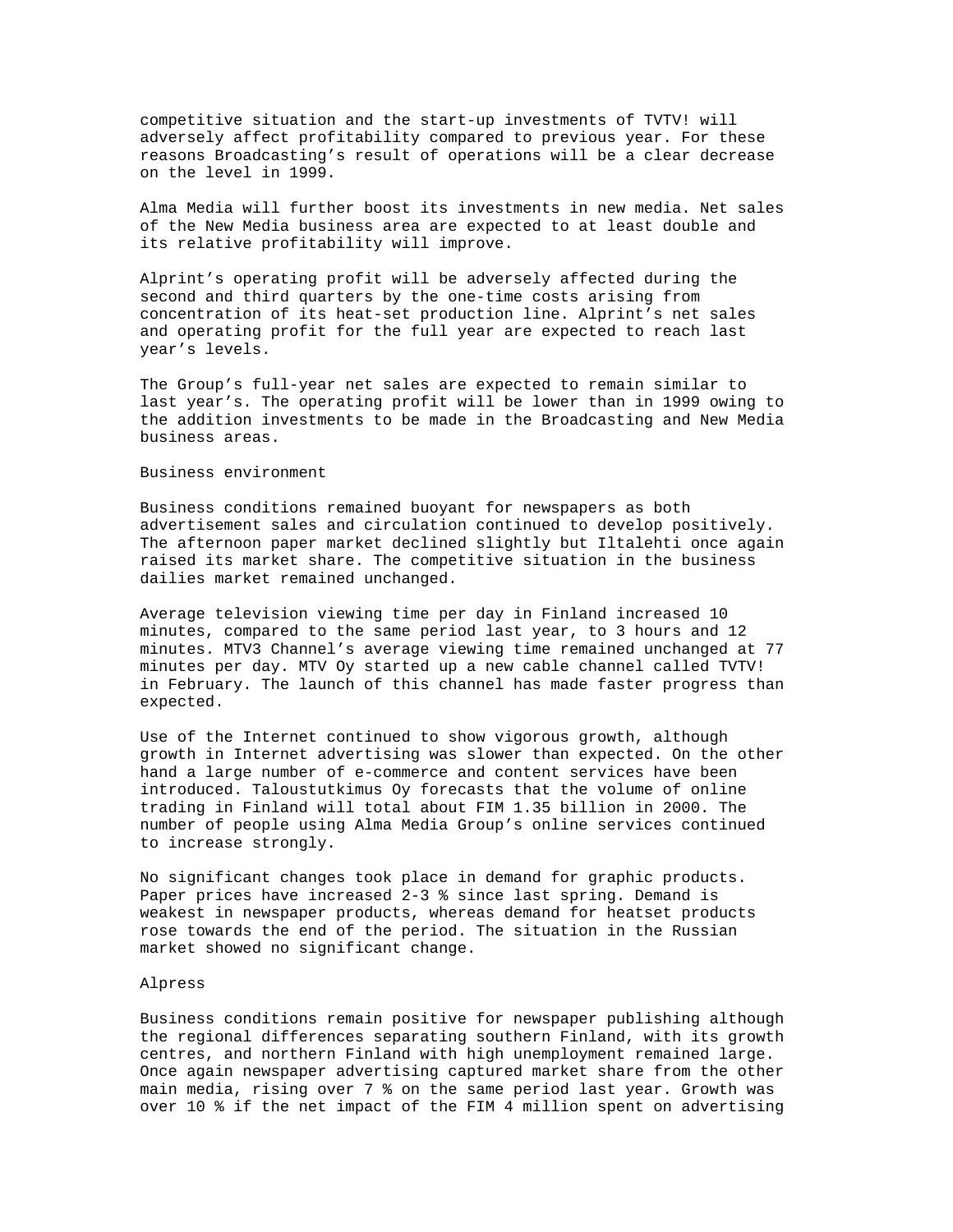competitive situation and the start-up investments of TVTV! will adversely affect profitability compared to previous year. For these reasons Broadcasting's result of operations will be a clear decrease on the level in 1999.

Alma Media will further boost its investments in new media. Net sales of the New Media business area are expected to at least double and its relative profitability will improve.

Alprint's operating profit will be adversely affected during the second and third quarters by the one-time costs arising from concentration of its heat-set production line. Alprint's net sales and operating profit for the full year are expected to reach last year's levels.

The Group's full-year net sales are expected to remain similar to last year's. The operating profit will be lower than in 1999 owing to the addition investments to be made in the Broadcasting and New Media business areas.

## Business environment

Business conditions remained buoyant for newspapers as both advertisement sales and circulation continued to develop positively. The afternoon paper market declined slightly but Iltalehti once again raised its market share. The competitive situation in the business dailies market remained unchanged.

Average television viewing time per day in Finland increased 10 minutes, compared to the same period last year, to 3 hours and 12 minutes. MTV3 Channel's average viewing time remained unchanged at 77 minutes per day. MTV Oy started up a new cable channel called TVTV! in February. The launch of this channel has made faster progress than expected.

Use of the Internet continued to show vigorous growth, although growth in Internet advertising was slower than expected. On the other hand a large number of e-commerce and content services have been introduced. Taloustutkimus Oy forecasts that the volume of online trading in Finland will total about FIM 1.35 billion in 2000. The number of people using Alma Media Group's online services continued to increase strongly.

No significant changes took place in demand for graphic products. Paper prices have increased 2-3 % since last spring. Demand is weakest in newspaper products, whereas demand for heatset products rose towards the end of the period. The situation in the Russian market showed no significant change.

## Alpress

Business conditions remain positive for newspaper publishing although the regional differences separating southern Finland, with its growth centres, and northern Finland with high unemployment remained large. Once again newspaper advertising captured market share from the other main media, rising over 7 % on the same period last year. Growth was over 10 % if the net impact of the FIM 4 million spent on advertising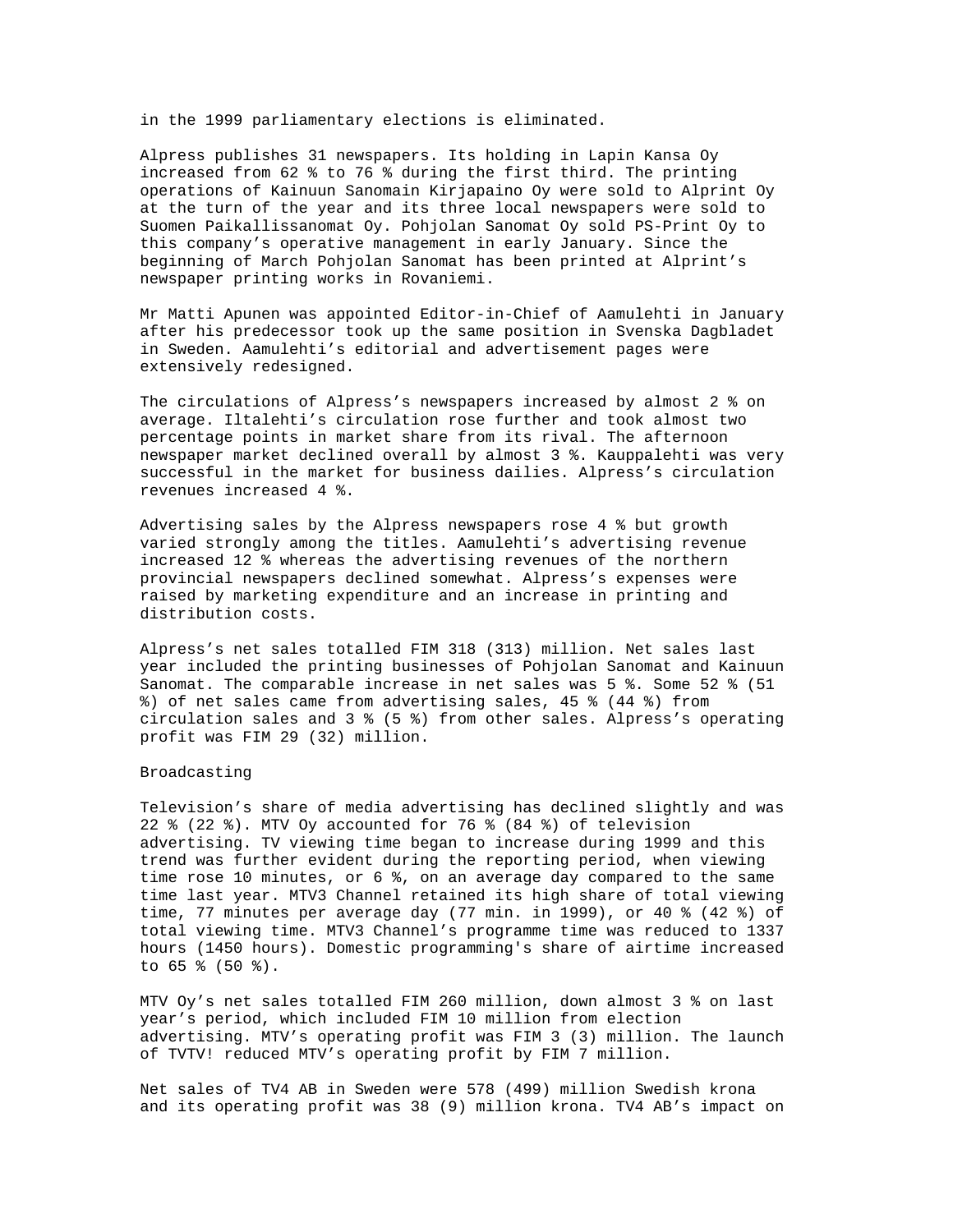in the 1999 parliamentary elections is eliminated.

Alpress publishes 31 newspapers. Its holding in Lapin Kansa Oy increased from 62 % to 76 % during the first third. The printing operations of Kainuun Sanomain Kirjapaino Oy were sold to Alprint Oy at the turn of the year and its three local newspapers were sold to Suomen Paikallissanomat Oy. Pohjolan Sanomat Oy sold PS-Print Oy to this company's operative management in early January. Since the beginning of March Pohjolan Sanomat has been printed at Alprint's newspaper printing works in Rovaniemi.

Mr Matti Apunen was appointed Editor-in-Chief of Aamulehti in January after his predecessor took up the same position in Svenska Dagbladet in Sweden. Aamulehti's editorial and advertisement pages were extensively redesigned.

The circulations of Alpress's newspapers increased by almost 2 % on average. Iltalehti's circulation rose further and took almost two percentage points in market share from its rival. The afternoon newspaper market declined overall by almost 3 %. Kauppalehti was very successful in the market for business dailies. Alpress's circulation revenues increased 4 %.

Advertising sales by the Alpress newspapers rose 4 % but growth varied strongly among the titles. Aamulehti's advertising revenue increased 12 % whereas the advertising revenues of the northern provincial newspapers declined somewhat. Alpress's expenses were raised by marketing expenditure and an increase in printing and distribution costs.

Alpress's net sales totalled FIM 318 (313) million. Net sales last year included the printing businesses of Pohjolan Sanomat and Kainuun Sanomat. The comparable increase in net sales was 5 %. Some 52 % (51 %) of net sales came from advertising sales, 45 % (44 %) from circulation sales and 3 % (5 %) from other sales. Alpress's operating profit was FIM 29 (32) million.

Broadcasting

Television's share of media advertising has declined slightly and was 22 % (22 %). MTV Oy accounted for 76 % (84 %) of television advertising. TV viewing time began to increase during 1999 and this trend was further evident during the reporting period, when viewing time rose 10 minutes, or 6 %, on an average day compared to the same time last year. MTV3 Channel retained its high share of total viewing time, 77 minutes per average day (77 min. in 1999), or 40 % (42 %) of total viewing time. MTV3 Channel's programme time was reduced to 1337 hours (1450 hours). Domestic programming's share of airtime increased to 65 % (50 %).

MTV Oy's net sales totalled FIM 260 million, down almost 3 % on last year's period, which included FIM 10 million from election advertising. MTV's operating profit was FIM 3 (3) million. The launch of TVTV! reduced MTV's operating profit by FIM 7 million.

Net sales of TV4 AB in Sweden were 578 (499) million Swedish krona and its operating profit was 38 (9) million krona. TV4 AB's impact on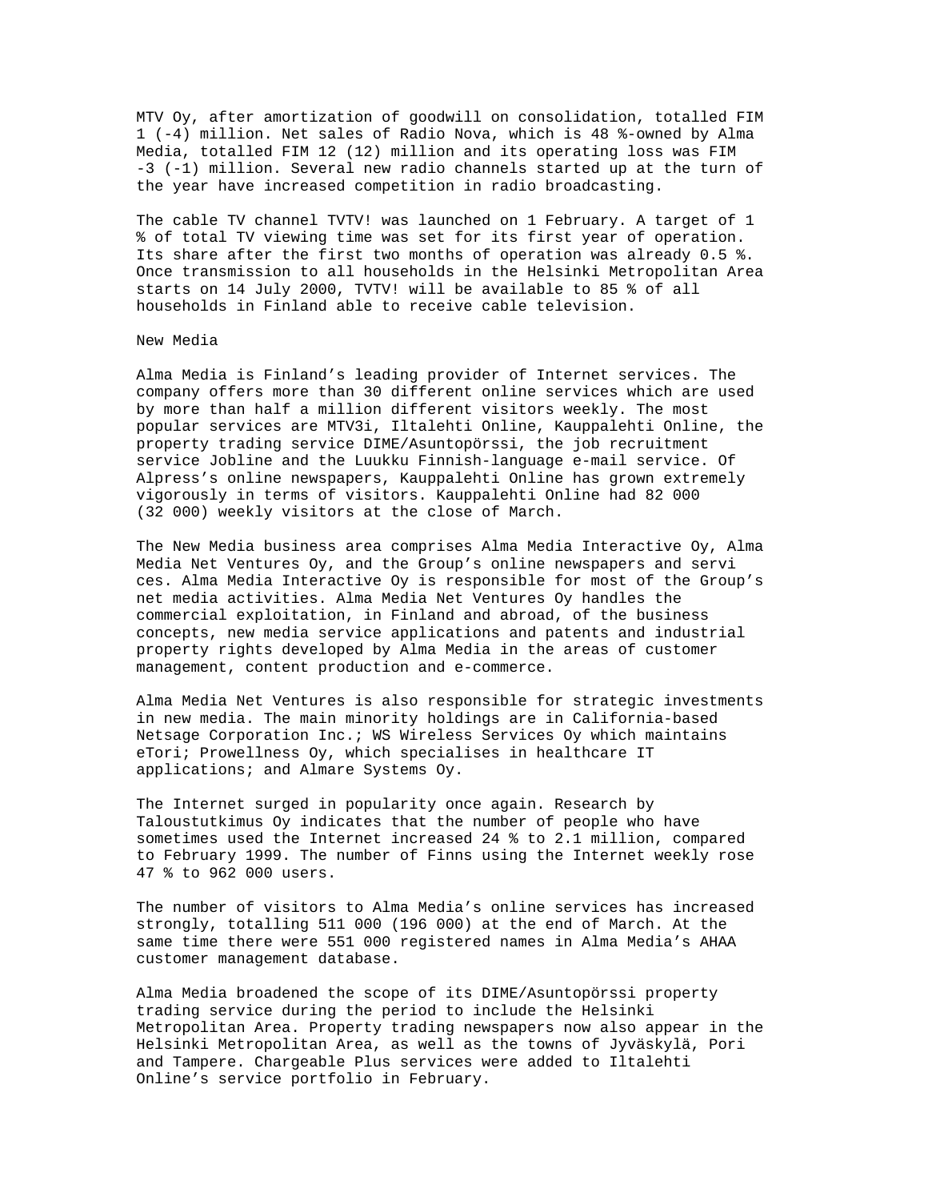MTV Oy, after amortization of goodwill on consolidation, totalled FIM 1 (-4) million. Net sales of Radio Nova, which is 48 %-owned by Alma Media, totalled FIM 12 (12) million and its operating loss was FIM -3 (-1) million. Several new radio channels started up at the turn of the year have increased competition in radio broadcasting.

The cable TV channel TVTV! was launched on 1 February. A target of 1 % of total TV viewing time was set for its first year of operation. Its share after the first two months of operation was already 0.5 %. Once transmission to all households in the Helsinki Metropolitan Area starts on 14 July 2000, TVTV! will be available to 85 % of all households in Finland able to receive cable television.

## New Media

Alma Media is Finland's leading provider of Internet services. The company offers more than 30 different online services which are used by more than half a million different visitors weekly. The most popular services are MTV3i, Iltalehti Online, Kauppalehti Online, the property trading service DIME/Asuntopörssi, the job recruitment service Jobline and the Luukku Finnish-language e-mail service. Of Alpress's online newspapers, Kauppalehti Online has grown extremely vigorously in terms of visitors. Kauppalehti Online had 82 000 (32 000) weekly visitors at the close of March.

The New Media business area comprises Alma Media Interactive Oy, Alma Media Net Ventures Oy, and the Group's online newspapers and servi ces. Alma Media Interactive Oy is responsible for most of the Group's net media activities. Alma Media Net Ventures Oy handles the commercial exploitation, in Finland and abroad, of the business concepts, new media service applications and patents and industrial property rights developed by Alma Media in the areas of customer management, content production and e-commerce.

Alma Media Net Ventures is also responsible for strategic investments in new media. The main minority holdings are in California-based Netsage Corporation Inc.; WS Wireless Services Oy which maintains eTori; Prowellness Oy, which specialises in healthcare IT applications; and Almare Systems Oy.

The Internet surged in popularity once again. Research by Taloustutkimus Oy indicates that the number of people who have sometimes used the Internet increased 24 % to 2.1 million, compared to February 1999. The number of Finns using the Internet weekly rose 47 % to 962 000 users.

The number of visitors to Alma Media's online services has increased strongly, totalling 511 000 (196 000) at the end of March. At the same time there were 551 000 registered names in Alma Media's AHAA customer management database.

Alma Media broadened the scope of its DIME/Asuntopörssi property trading service during the period to include the Helsinki Metropolitan Area. Property trading newspapers now also appear in the Helsinki Metropolitan Area, as well as the towns of Jyväskylä, Pori and Tampere. Chargeable Plus services were added to Iltalehti Online's service portfolio in February.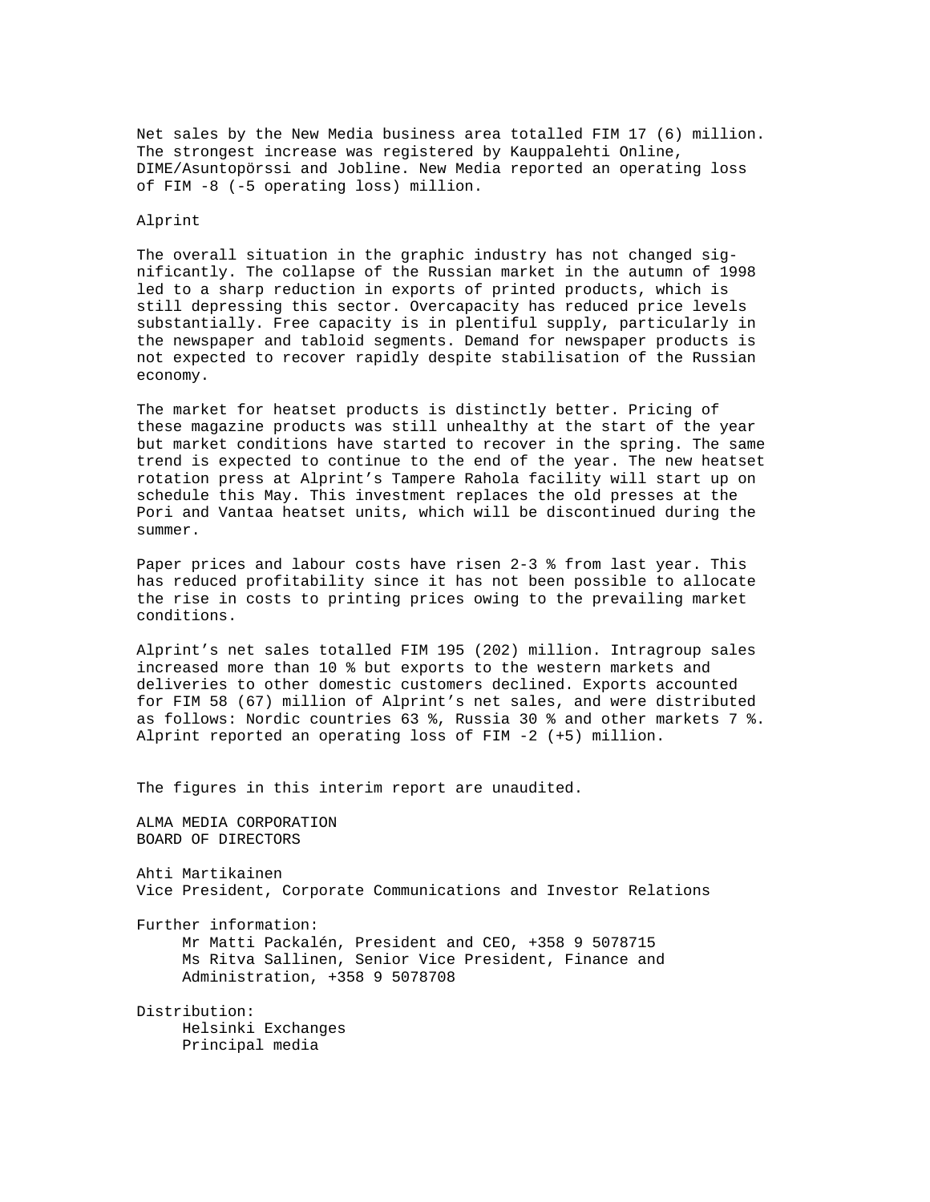Net sales by the New Media business area totalled FIM 17 (6) million. The strongest increase was registered by Kauppalehti Online, DIME/Asuntopörssi and Jobline. New Media reported an operating loss of FIM -8 (-5 operating loss) million.

## Alprint

The overall situation in the graphic industry has not changed significantly. The collapse of the Russian market in the autumn of 1998 led to a sharp reduction in exports of printed products, which is still depressing this sector. Overcapacity has reduced price levels substantially. Free capacity is in plentiful supply, particularly in the newspaper and tabloid segments. Demand for newspaper products is not expected to recover rapidly despite stabilisation of the Russian economy.

The market for heatset products is distinctly better. Pricing of these magazine products was still unhealthy at the start of the year but market conditions have started to recover in the spring. The same trend is expected to continue to the end of the year. The new heatset rotation press at Alprint's Tampere Rahola facility will start up on schedule this May. This investment replaces the old presses at the Pori and Vantaa heatset units, which will be discontinued during the summer.

Paper prices and labour costs have risen 2-3 % from last year. This has reduced profitability since it has not been possible to allocate the rise in costs to printing prices owing to the prevailing market conditions.

Alprint's net sales totalled FIM 195 (202) million. Intragroup sales increased more than 10 % but exports to the western markets and deliveries to other domestic customers declined. Exports accounted for FIM 58 (67) million of Alprint's net sales, and were distributed as follows: Nordic countries 63 %, Russia 30 % and other markets 7 %. Alprint reported an operating loss of FIM -2 (+5) million.

The figures in this interim report are unaudited.

ALMA MEDIA CORPORATION
BOARD OF DIRECTORS

Ahti Martikainen
Vice President, Corporate Communications and Investor Relations

Further information:
- Mr Matti Packalén, President and CEO, +358 9 5078715
- Ms Ritva Sallinen, Senior Vice President, Finance and Administration, +358 9 5078708

Distribution:
- Helsinki Exchanges
- Principal media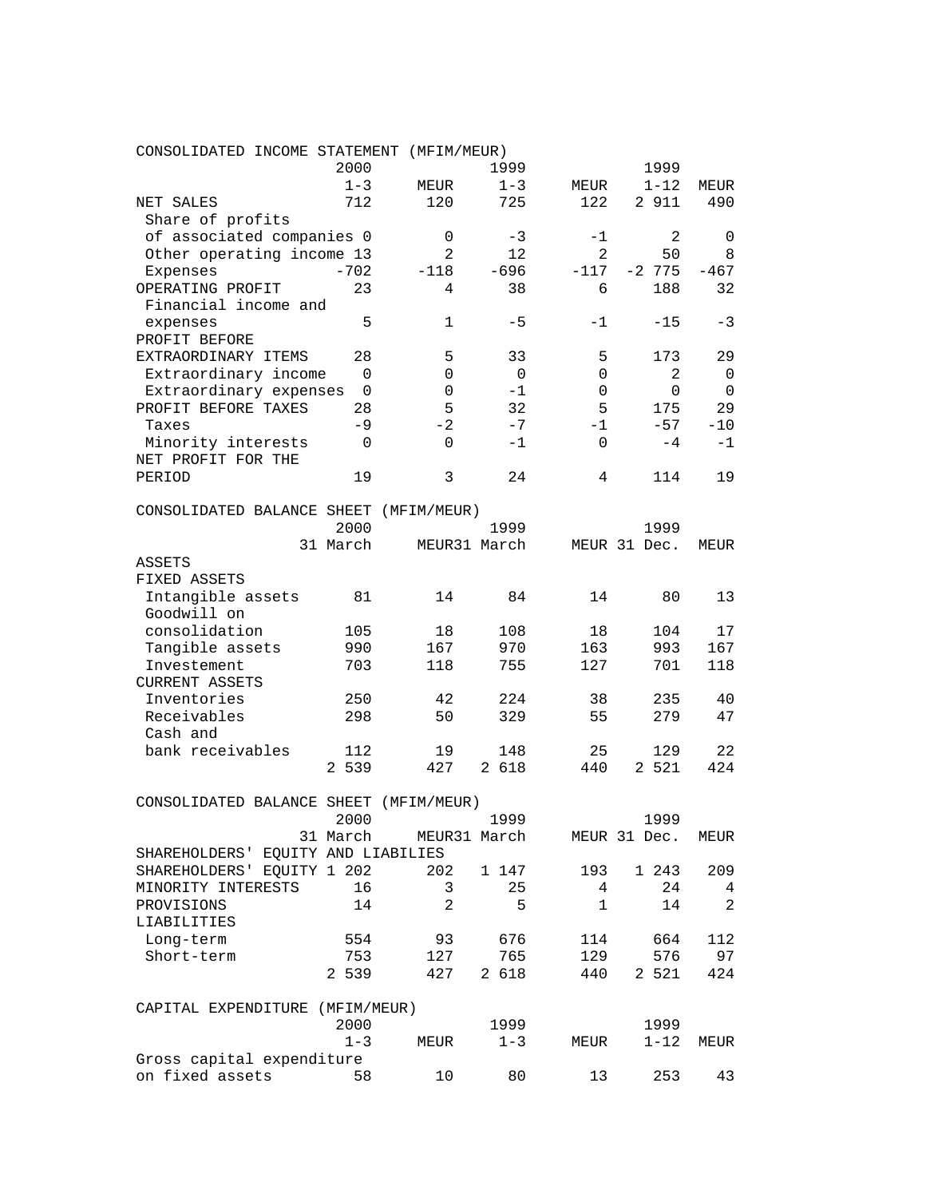## CONSOLIDATED INCOME STATEMENT (MFIM/MEUR)

| | 2000 1-3 | MEUR | 1999 1-3 | MEUR | 1999 1-12 | MEUR |
|---|---|---|---|---|---|---|
| NET SALES | 712 | 120 | 725 | 122 | 2 911 | 490 |
| Share of profits of associated companies | 0 | 0 | -3 | -1 | 2 | 0 |
| Other operating income | 13 | 2 | 12 | 2 | 50 | 8 |
| Expenses | -702 | -118 | -696 | -117 | -2 775 | -467 |
| OPERATING PROFIT | 23 | 4 | 38 | 6 | 188 | 32 |
| Financial income and expenses | 5 | 1 | -5 | -1 | -15 | -3 |
| PROFIT BEFORE EXTRAORDINARY ITEMS | 28 | 5 | 33 | 5 | 173 | 29 |
| Extraordinary income | 0 | 0 | 0 | 0 | 2 | 0 |
| Extraordinary expenses | 0 | 0 | -1 | 0 | 0 | 0 |
| PROFIT BEFORE TAXES | 28 | 5 | 32 | 5 | 175 | 29 |
| Taxes | -9 | -2 | -7 | -1 | -57 | -10 |
| Minority interests | 0 | 0 | -1 | 0 | -4 | -1 |
| NET PROFIT FOR THE PERIOD | 19 | 3 | 24 | 4 | 114 | 19 |

## CONSOLIDATED BALANCE SHEET (MFIM/MEUR)

| | 2000 31 March | MEUR | 1999 31 March | MEUR | 1999 31 Dec. | MEUR |
|---|---|---|---|---|---|---|
| ASSETS | | | | | | |
| FIXED ASSETS | | | | | | |
| Intangible assets | 81 | 14 | 84 | 14 | 80 | 13 |
| Goodwill on consolidation | 105 | 18 | 108 | 18 | 104 | 17 |
| Tangible assets | 990 | 167 | 970 | 163 | 993 | 167 |
| Investement | 703 | 118 | 755 | 127 | 701 | 118 |
| CURRENT ASSETS | | | | | | |
| Inventories | 250 | 42 | 224 | 38 | 235 | 40 |
| Receivables | 298 | 50 | 329 | 55 | 279 | 47 |
| Cash and bank receivables | 112 | 19 | 148 | 25 | 129 | 22 |
| | 2 539 | 427 | 2 618 | 440 | 2 521 | 424 |

## CONSOLIDATED BALANCE SHEET (MFIM/MEUR)

| | 2000 31 March | MEUR | 1999 31 March | MEUR | 1999 31 Dec. | MEUR |
|---|---|---|---|---|---|---|
| SHAREHOLDERS' EQUITY AND LIABILIES | | | | | | |
| SHAREHOLDERS' EQUITY | 1 202 | 202 | 1 147 | 193 | 1 243 | 209 |
| MINORITY INTERESTS | 16 | 3 | 25 | 4 | 24 | 4 |
| PROVISIONS | 14 | 2 | 5 | 1 | 14 | 2 |
| LIABILITIES | | | | | | |
| Long-term | 554 | 93 | 676 | 114 | 664 | 112 |
| Short-term | 753 | 127 | 765 | 129 | 576 | 97 |
| | 2 539 | 427 | 2 618 | 440 | 2 521 | 424 |

## CAPITAL EXPENDITURE (MFIM/MEUR)

| | 2000 1-3 | MEUR | 1999 1-3 | MEUR | 1999 1-12 | MEUR |
|---|---|---|---|---|---|---|
| Gross capital expenditure on fixed assets | 58 | 10 | 80 | 13 | 253 | 43 |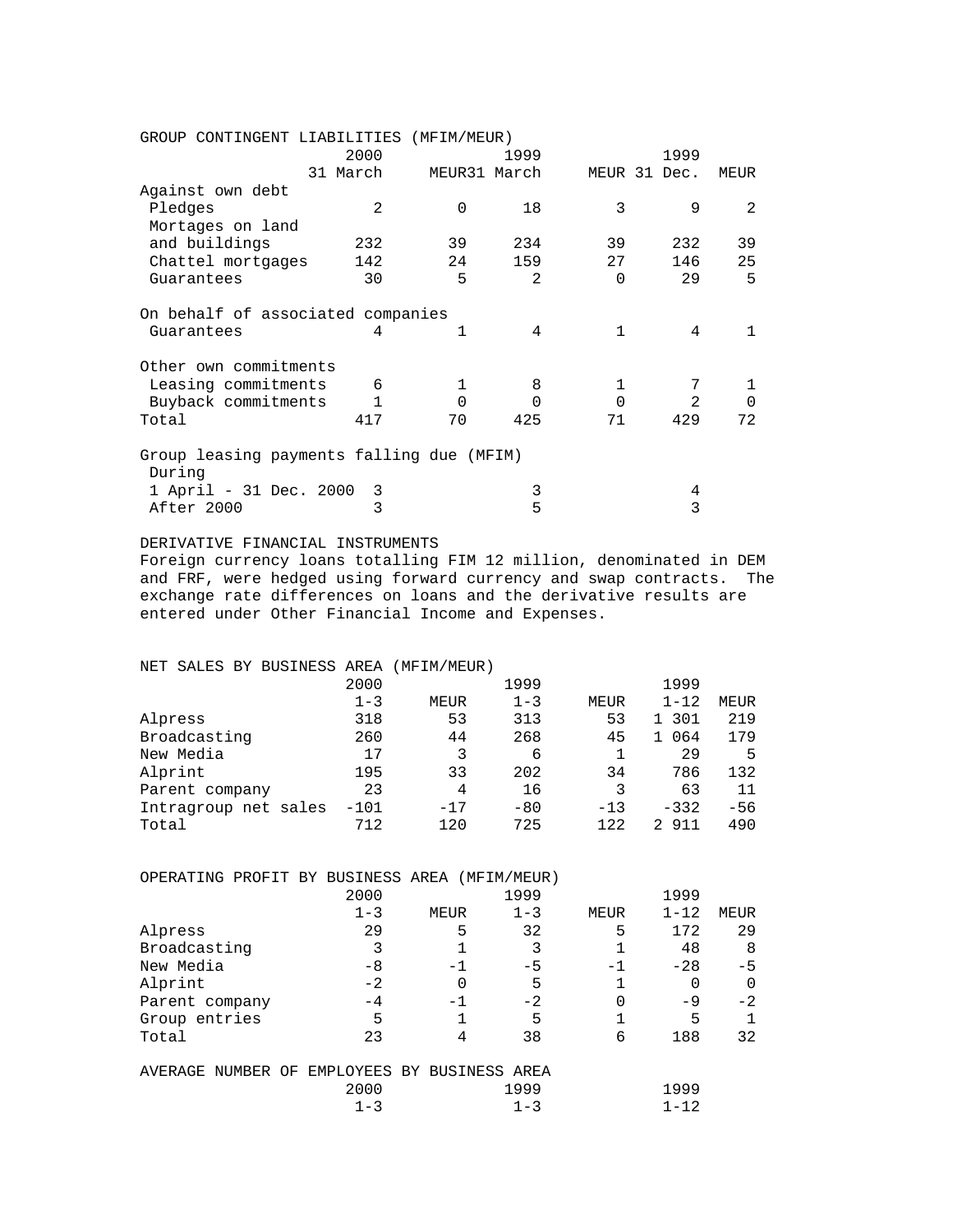GROUP CONTINGENT LIABILITIES (MFIM/MEUR)

| | 2000 31 March | MEUR | 1999 31 March | MEUR | 1999 31 Dec. | MEUR |
|---|---|---|---|---|---|---|
| Against own debt | | | | | | |
| Pledges | 2 | 0 | 18 | 3 | 9 | 2 |
| Mortages on land and buildings | 232 | 39 | 234 | 39 | 232 | 39 |
| Chattel mortgages | 142 | 24 | 159 | 27 | 146 | 25 |
| Guarantees | 30 | 5 | 2 | 0 | 29 | 5 |
| On behalf of associated companies | | | | | | |
| Guarantees | 4 | 1 | 4 | 1 | 4 | 1 |
| Other own commitments | | | | | | |
| Leasing commitments | 6 | 1 | 8 | 1 | 7 | 1 |
| Buyback commitments | 1 | 0 | 0 | 0 | 2 | 0 |
| Total | 417 | 70 | 425 | 71 | 429 | 72 |

Group leasing payments falling due (MFIM)

| During | 2000 31 March | 1999 31 March | 1999 31 Dec. |
|---|---|---|---|
| 1 April - 31 Dec. 2000 | 3 | 3 | 4 |
| After 2000 | 3 | 5 | 3 |

DERIVATIVE FINANCIAL INSTRUMENTS

Foreign currency loans totalling FIM 12 million, denominated in DEM and FRF, were hedged using forward currency and swap contracts. The exchange rate differences on loans and the derivative results are entered under Other Financial Income and Expenses.

NET SALES BY BUSINESS AREA (MFIM/MEUR)

| | 2000 1-3 | MEUR | 1999 1-3 | MEUR | 1999 1-12 | MEUR |
|---|---|---|---|---|---|---|
| Alpress | 318 | 53 | 313 | 53 | 1 301 | 219 |
| Broadcasting | 260 | 44 | 268 | 45 | 1 064 | 179 |
| New Media | 17 | 3 | 6 | 1 | 29 | 5 |
| Alprint | 195 | 33 | 202 | 34 | 786 | 132 |
| Parent company | 23 | 4 | 16 | 3 | 63 | 11 |
| Intragroup net sales | -101 | -17 | -80 | -13 | -332 | -56 |
| Total | 712 | 120 | 725 | 122 | 2 911 | 490 |

OPERATING PROFIT BY BUSINESS AREA (MFIM/MEUR)

| | 2000 1-3 | MEUR | 1999 1-3 | MEUR | 1999 1-12 | MEUR |
|---|---|---|---|---|---|---|
| Alpress | 29 | 5 | 32 | 5 | 172 | 29 |
| Broadcasting | 3 | 1 | 3 | 1 | 48 | 8 |
| New Media | -8 | -1 | -5 | -1 | -28 | -5 |
| Alprint | -2 | 0 | 5 | 1 | 0 | 0 |
| Parent company | -4 | -1 | -2 | 0 | -9 | -2 |
| Group entries | 5 | 1 | 5 | 1 | 5 | 1 |
| Total | 23 | 4 | 38 | 6 | 188 | 32 |

AVERAGE NUMBER OF EMPLOYEES BY BUSINESS AREA

| | 2000 1-3 | 1999 1-3 | 1999 1-12 |
|---|---|---|---|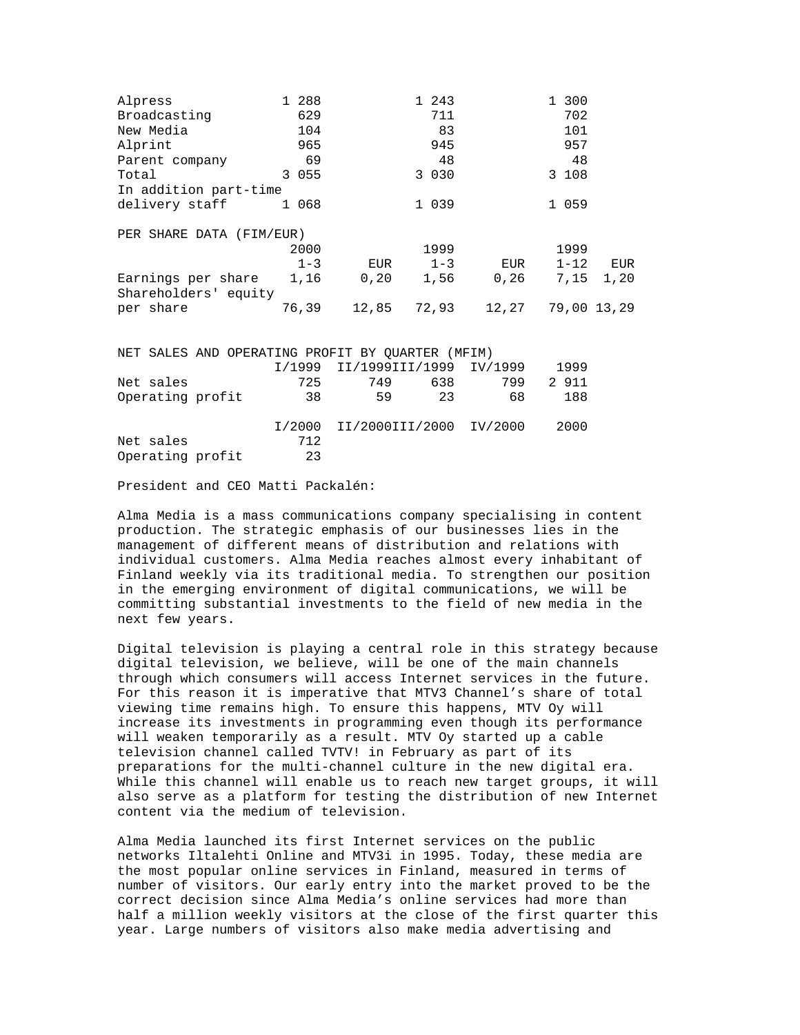| | | | |
|---|---|---|---|
| Alpress | 1 288 | 1 243 | 1 300 |
| Broadcasting | 629 | 711 | 702 |
| New Media | 104 | 83 | 101 |
| Alprint | 965 | 945 | 957 |
| Parent company | 69 | 48 | 48 |
| Total | 3 055 | 3 030 | 3 108 |
| In addition part-time delivery staff | 1 068 | 1 039 | 1 059 |

PER SHARE DATA (FIM/EUR)

| | 2000 | | 1999 | | 1999 | |
|---|---|---|---|---|---|---|
| | 1-3 | EUR | 1-3 | EUR | 1-12 | EUR |
| Earnings per share | 1,16 | 0,20 | 1,56 | 0,26 | 7,15 | 1,20 |
| Shareholders' equity per share | 76,39 | 12,85 | 72,93 | 12,27 | 79,00 | 13,29 |

NET SALES AND OPERATING PROFIT BY QUARTER (MFIM)

| | I/1999 | II/1999 | III/1999 | IV/1999 | 1999 |
|---|---|---|---|---|---|
| Net sales | 725 | 749 | 638 | 799 | 2 911 |
| Operating profit | 38 | 59 | 23 | 68 | 188 |

| | I/2000 | II/2000 | III/2000 | IV/2000 | 2000 |
|---|---|---|---|---|---|
| Net sales | 712 | | | | |
| Operating profit | 23 | | | | |

President and CEO Matti Packalén:

Alma Media is a mass communications company specialising in content production. The strategic emphasis of our businesses lies in the management of different means of distribution and relations with individual customers. Alma Media reaches almost every inhabitant of Finland weekly via its traditional media. To strengthen our position in the emerging environment of digital communications, we will be committing substantial investments to the field of new media in the next few years.

Digital television is playing a central role in this strategy because digital television, we believe, will be one of the main channels through which consumers will access Internet services in the future. For this reason it is imperative that MTV3 Channel's share of total viewing time remains high. To ensure this happens, MTV Oy will increase its investments in programming even though its performance will weaken temporarily as a result. MTV Oy started up a cable television channel called TVTV! in February as part of its preparations for the multi-channel culture in the new digital era. While this channel will enable us to reach new target groups, it will also serve as a platform for testing the distribution of new Internet content via the medium of television.

Alma Media launched its first Internet services on the public networks Iltalehti Online and MTV3i in 1995. Today, these media are the most popular online services in Finland, measured in terms of number of visitors. Our early entry into the market proved to be the correct decision since Alma Media's online services had more than half a million weekly visitors at the close of the first quarter this year. Large numbers of visitors also make media advertising and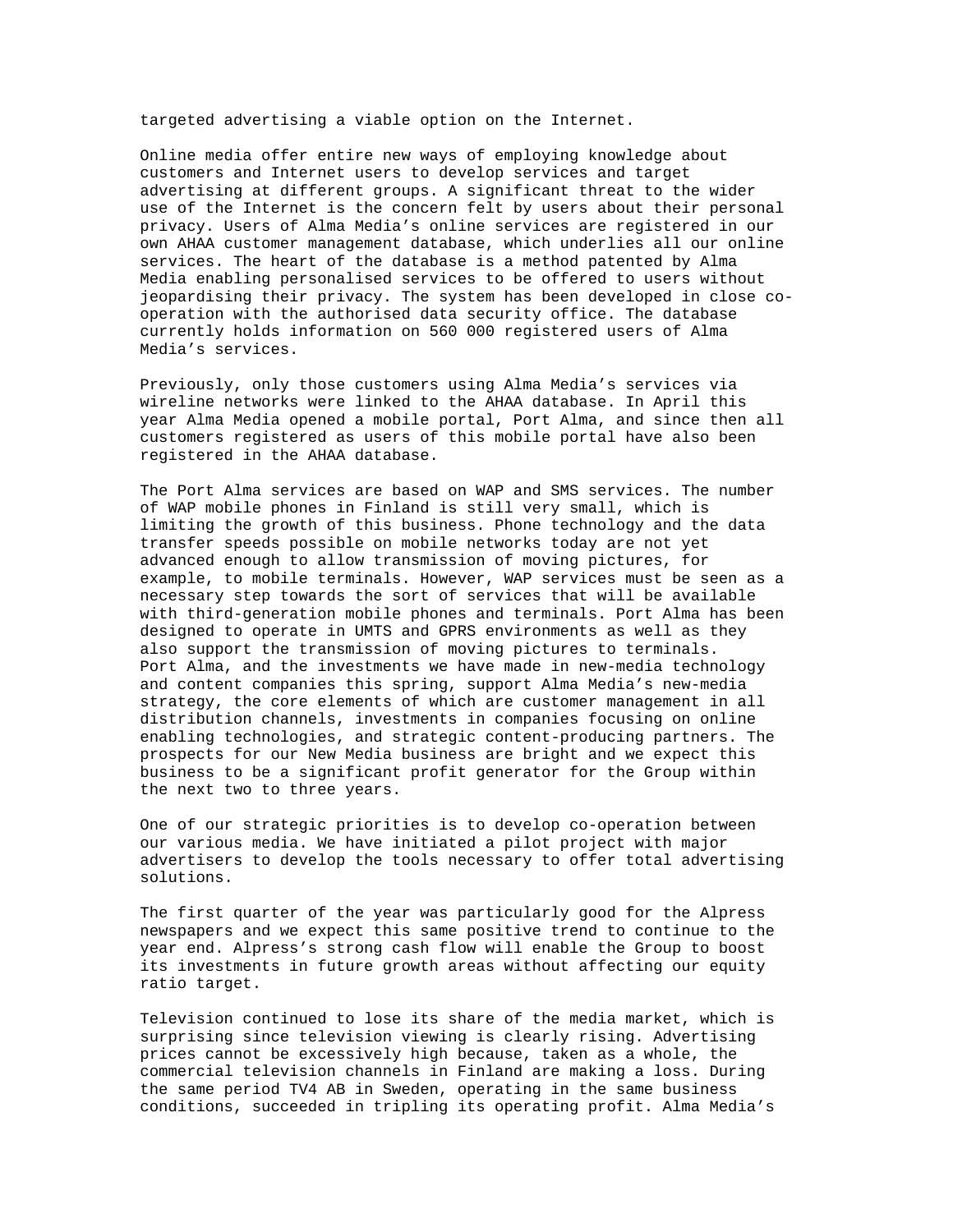targeted advertising a viable option on the Internet.

Online media offer entire new ways of employing knowledge about customers and Internet users to develop services and target advertising at different groups. A significant threat to the wider use of the Internet is the concern felt by users about their personal privacy. Users of Alma Media's online services are registered in our own AHAA customer management database, which underlies all our online services. The heart of the database is a method patented by Alma Media enabling personalised services to be offered to users without jeopardising their privacy. The system has been developed in close co-operation with the authorised data security office. The database currently holds information on 560 000 registered users of Alma Media's services.

Previously, only those customers using Alma Media's services via wireline networks were linked to the AHAA database. In April this year Alma Media opened a mobile portal, Port Alma, and since then all customers registered as users of this mobile portal have also been registered in the AHAA database.

The Port Alma services are based on WAP and SMS services. The number of WAP mobile phones in Finland is still very small, which is limiting the growth of this business. Phone technology and the data transfer speeds possible on mobile networks today are not yet advanced enough to allow transmission of moving pictures, for example, to mobile terminals. However, WAP services must be seen as a necessary step towards the sort of services that will be available with third-generation mobile phones and terminals. Port Alma has been designed to operate in UMTS and GPRS environments as well as they also support the transmission of moving pictures to terminals. Port Alma, and the investments we have made in new-media technology and content companies this spring, support Alma Media's new-media strategy, the core elements of which are customer management in all distribution channels, investments in companies focusing on online enabling technologies, and strategic content-producing partners. The prospects for our New Media business are bright and we expect this business to be a significant profit generator for the Group within the next two to three years.

One of our strategic priorities is to develop co-operation between our various media. We have initiated a pilot project with major advertisers to develop the tools necessary to offer total advertising solutions.

The first quarter of the year was particularly good for the Alpress newspapers and we expect this same positive trend to continue to the year end. Alpress's strong cash flow will enable the Group to boost its investments in future growth areas without affecting our equity ratio target.

Television continued to lose its share of the media market, which is surprising since television viewing is clearly rising. Advertising prices cannot be excessively high because, taken as a whole, the commercial television channels in Finland are making a loss. During the same period TV4 AB in Sweden, operating in the same business conditions, succeeded in tripling its operating profit. Alma Media's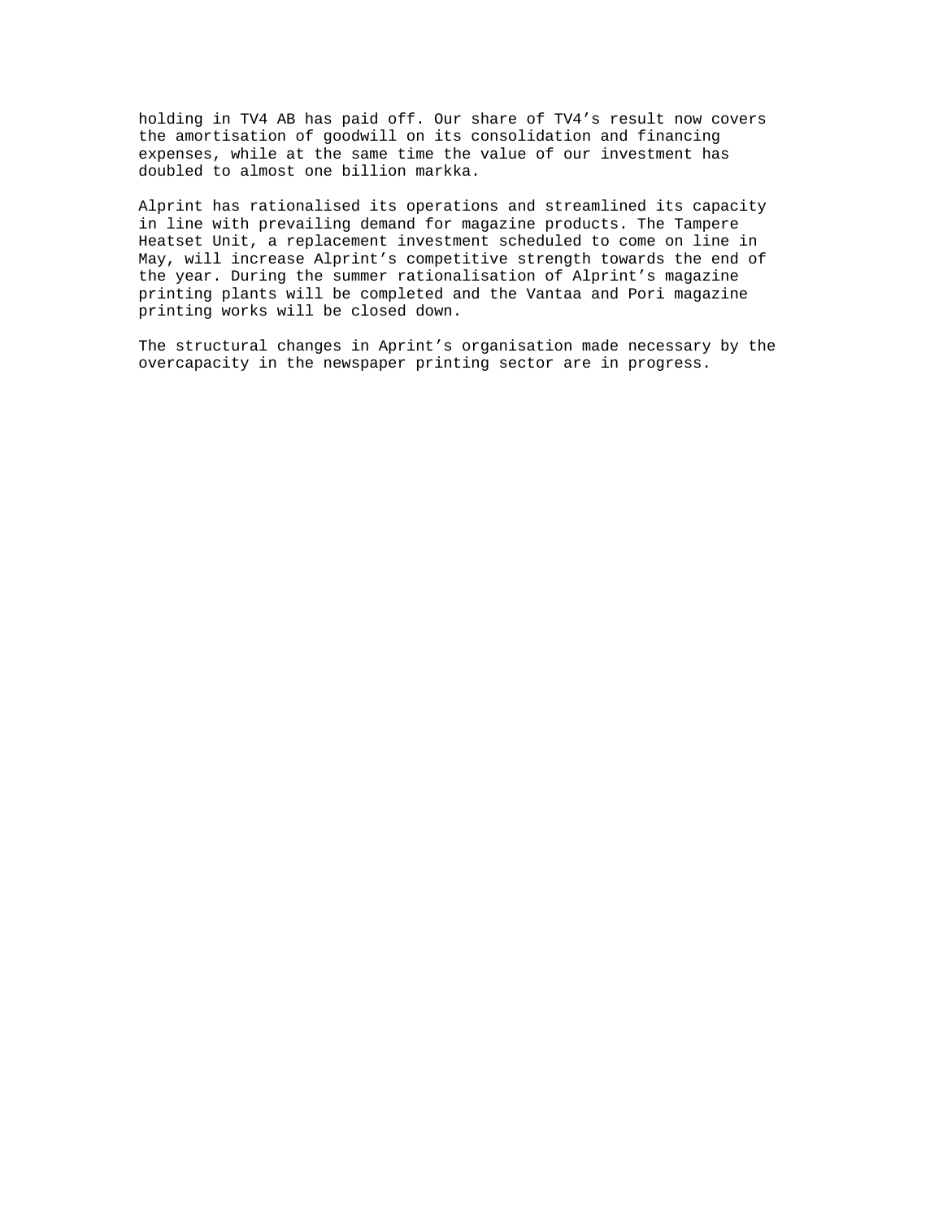holding in TV4 AB has paid off. Our share of TV4's result now covers the amortisation of goodwill on its consolidation and financing expenses, while at the same time the value of our investment has doubled to almost one billion markka.

Alprint has rationalised its operations and streamlined its capacity in line with prevailing demand for magazine products. The Tampere Heatset Unit, a replacement investment scheduled to come on line in May, will increase Alprint's competitive strength towards the end of the year. During the summer rationalisation of Alprint's magazine printing plants will be completed and the Vantaa and Pori magazine printing works will be closed down.

The structural changes in Aprint's organisation made necessary by the overcapacity in the newspaper printing sector are in progress.